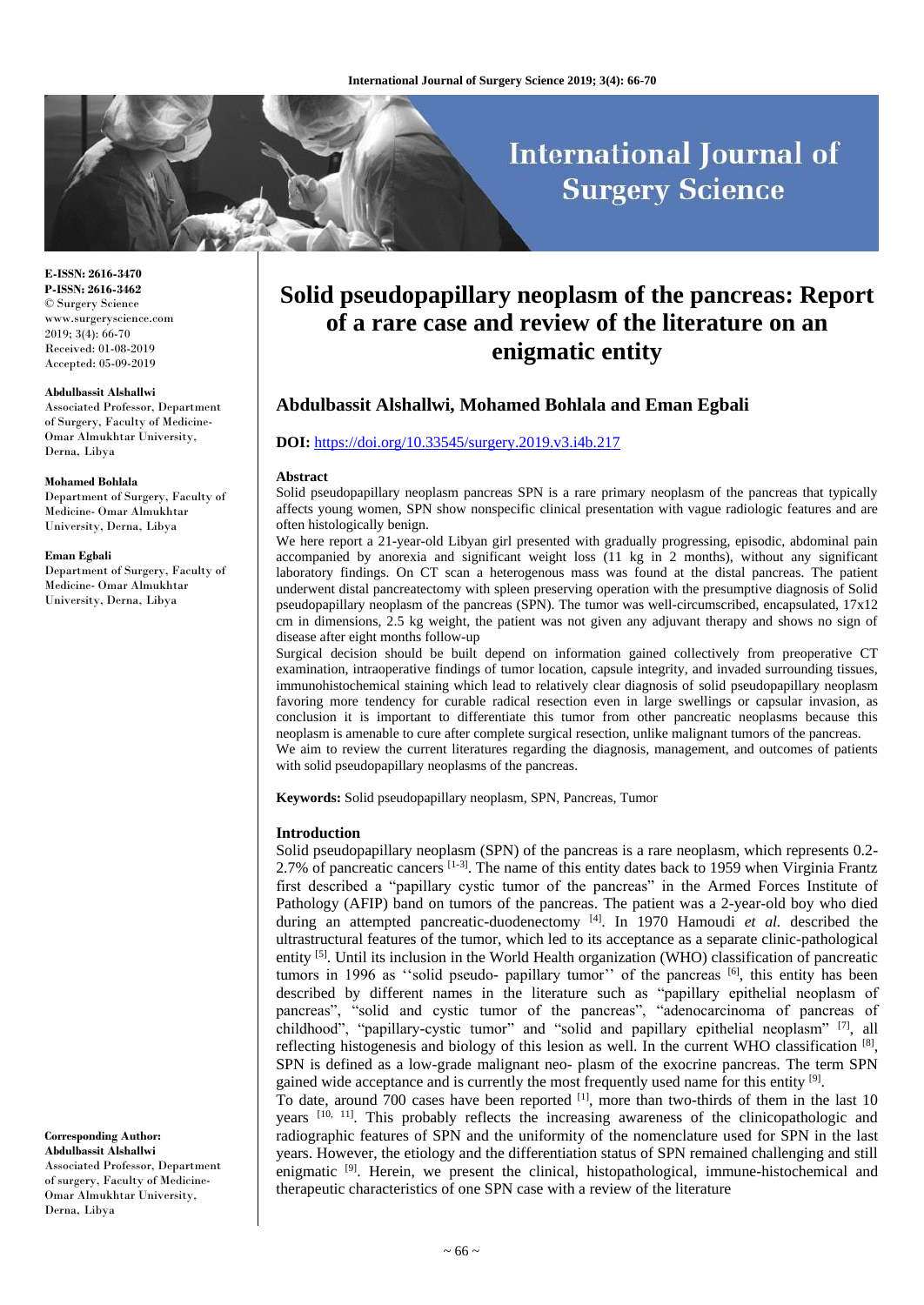# Solid pseudopapillary neoplasm of the pancreas: Report of a rare case and review of the literature on an enigmatic entity

**Abdulbassit Alshallwi, Mohamed Bohlala and Eman Egbali**

**DOI:** https://doi.org/10.33545/surgery.2019.v3.i4b.217

E-ISSN: 2616-3470
P-ISSN: 2616-3462
© Surgery Science
www.surgeryscience.com
2019; 3(4): 66-70
Received: 01-08-2019
Accepted: 05-09-2019

**Abdulbassit Alshallwi**
Associated Professor, Department of Surgery, Faculty of Medicine-Omar Almukhtar University, Derna, Libya

**Mohamed Bohlala**
Department of Surgery, Faculty of Medicine- Omar Almukhtar University, Derna, Libya

**Eman Egbali**
Department of Surgery, Faculty of Medicine- Omar Almukhtar University, Derna, Libya

**Corresponding Author:**
**Abdulbassit Alshallwi**
Associated Professor, Department of surgery, Faculty of Medicine-Omar Almukhtar University, Derna, Libya

### Abstract

Solid pseudopapillary neoplasm pancreas SPN is a rare primary neoplasm of the pancreas that typically affects young women, SPN show nonspecific clinical presentation with vague radiologic features and are often histologically benign.

We here report a 21-year-old Libyan girl presented with gradually progressing, episodic, abdominal pain accompanied by anorexia and significant weight loss (11 kg in 2 months), without any significant laboratory findings. On CT scan a heterogenous mass was found at the distal pancreas. The patient underwent distal pancreatectomy with spleen preserving operation with the presumptive diagnosis of Solid pseudopapillary neoplasm of the pancreas (SPN). The tumor was well-circumscribed, encapsulated, 17x12 cm in dimensions, 2.5 kg weight, the patient was not given any adjuvant therapy and shows no sign of disease after eight months follow-up

Surgical decision should be built depend on information gained collectively from preoperative CT examination, intraoperative findings of tumor location, capsule integrity, and invaded surrounding tissues, immunohistochemical staining which lead to relatively clear diagnosis of solid pseudopapillary neoplasm favoring more tendency for curable radical resection even in large swellings or capsular invasion, as conclusion it is important to differentiate this tumor from other pancreatic neoplasms because this neoplasm is amenable to cure after complete surgical resection, unlike malignant tumors of the pancreas.

We aim to review the current literatures regarding the diagnosis, management, and outcomes of patients with solid pseudopapillary neoplasms of the pancreas.

**Keywords:** Solid pseudopapillary neoplasm, SPN, Pancreas, Tumor

### Introduction

Solid pseudopapillary neoplasm (SPN) of the pancreas is a rare neoplasm, which represents 0.2-2.7% of pancreatic cancers [1-3]. The name of this entity dates back to 1959 when Virginia Frantz first described a "papillary cystic tumor of the pancreas" in the Armed Forces Institute of Pathology (AFIP) band on tumors of the pancreas. The patient was a 2-year-old boy who died during an attempted pancreatic-duodenectomy [4]. In 1970 Hamoudi *et al.* described the ultrastructural features of the tumor, which led to its acceptance as a separate clinic-pathological entity [5]. Until its inclusion in the World Health organization (WHO) classification of pancreatic tumors in 1996 as ''solid pseudo- papillary tumor'' of the pancreas [6], this entity has been described by different names in the literature such as "papillary epithelial neoplasm of pancreas", "solid and cystic tumor of the pancreas", "adenocarcinoma of pancreas of childhood", "papillary-cystic tumor" and "solid and papillary epithelial neoplasm" [7], all reflecting histogenesis and biology of this lesion as well. In the current WHO classification [8], SPN is defined as a low-grade malignant neo- plasm of the exocrine pancreas. The term SPN gained wide acceptance and is currently the most frequently used name for this entity [9].

To date, around 700 cases have been reported [1], more than two-thirds of them in the last 10 years [10, 11]. This probably reflects the increasing awareness of the clinicopathologic and radiographic features of SPN and the uniformity of the nomenclature used for SPN in the last years. However, the etiology and the differentiation status of SPN remained challenging and still enigmatic [9]. Herein, we present the clinical, histopathological, immune-histochemical and therapeutic characteristics of one SPN case with a review of the literature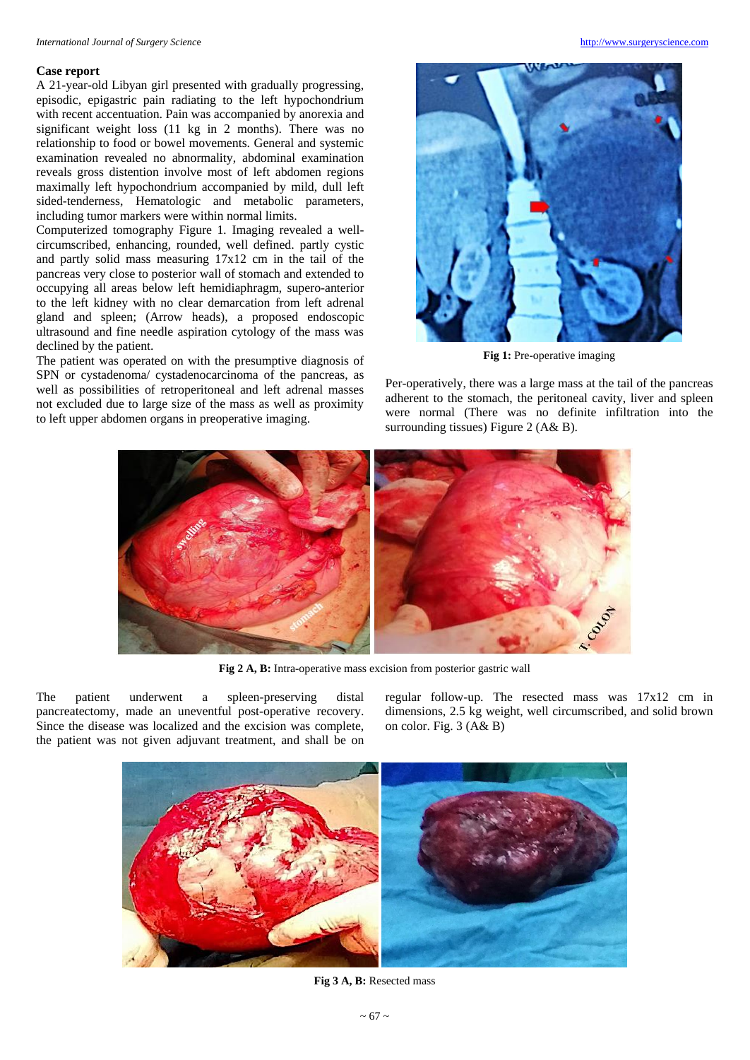## Case report

A 21-year-old Libyan girl presented with gradually progressing, episodic, epigastric pain radiating to the left hypochondrium with recent accentuation. Pain was accompanied by anorexia and significant weight loss (11 kg in 2 months). There was no relationship to food or bowel movements. General and systemic examination revealed no abnormality, abdominal examination reveals gross distention involve most of left abdomen regions maximally left hypochondrium accompanied by mild, dull left sided-tenderness, Hematologic and metabolic parameters, including tumor markers were within normal limits.

Computerized tomography Figure 1. Imaging revealed a well-circumscribed, enhancing, rounded, well defined. partly cystic and partly solid mass measuring 17x12 cm in the tail of the pancreas very close to posterior wall of stomach and extended to occupying all areas below left hemidiaphragm, supero-anterior to the left kidney with no clear demarcation from left adrenal gland and spleen; (Arrow heads), a proposed endoscopic ultrasound and fine needle aspiration cytology of the mass was declined by the patient.

The patient was operated on with the presumptive diagnosis of SPN or cystadenoma/ cystadenocarcinoma of the pancreas, as well as possibilities of retroperitoneal and left adrenal masses not excluded due to large size of the mass as well as proximity to left upper abdomen organs in preoperative imaging.

**Fig 1:** Pre-operative imaging

Per-operatively, there was a large mass at the tail of the pancreas adherent to the stomach, the peritoneal cavity, liver and spleen were normal (There was no definite infiltration into the surrounding tissues) Figure 2 (A& B).

**Fig 2 A, B:** Intra-operative mass excision from posterior gastric wall

The patient underwent a spleen-preserving distal pancreatectomy, made an uneventful post-operative recovery. Since the disease was localized and the excision was complete, the patient was not given adjuvant treatment, and shall be on regular follow-up. The resected mass was 17x12 cm in dimensions, 2.5 kg weight, well circumscribed, and solid brown on color. Fig. 3 (A& B)

**Fig 3 A, B:** Resected mass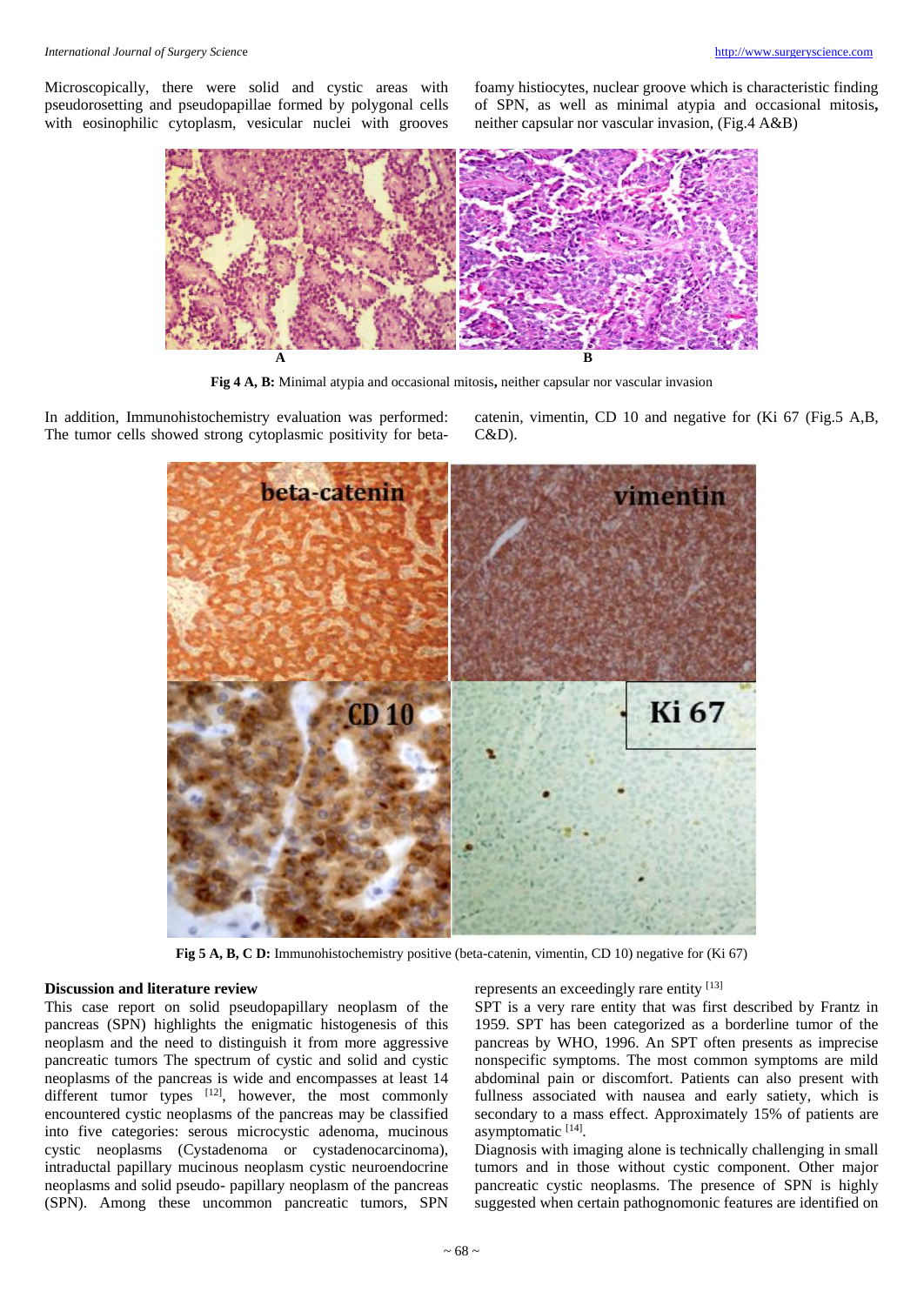Microscopically, there were solid and cystic areas with pseudorosetting and pseudopapillae formed by polygonal cells with eosinophilic cytoplasm, vesicular nuclei with grooves foamy histiocytes, nuclear groove which is characteristic finding of SPN, as well as minimal atypia and occasional mitosis**,** neither capsular nor vascular invasion, (Fig.4 A&B)

**Fig 4 A, B:** Minimal atypia and occasional mitosis**,** neither capsular nor vascular invasion

In addition, Immunohistochemistry evaluation was performed: The tumor cells showed strong cytoplasmic positivity for beta-catenin, vimentin, CD 10 and negative for (Ki 67 (Fig.5 A,B, C&D).

**Fig 5 A, B, C D:** Immunohistochemistry positive (beta-catenin, vimentin, CD 10) negative for (Ki 67)

**Discussion and literature review**

This case report on solid pseudopapillary neoplasm of the pancreas (SPN) highlights the enigmatic histogenesis of this neoplasm and the need to distinguish it from more aggressive pancreatic tumors The spectrum of cystic and solid and cystic neoplasms of the pancreas is wide and encompasses at least 14 different tumor types [12], however, the most commonly encountered cystic neoplasms of the pancreas may be classified into five categories: serous microcystic adenoma, mucinous cystic neoplasms (Cystadenoma or cystadenocarcinoma), intraductal papillary mucinous neoplasm cystic neuroendocrine neoplasms and solid pseudo- papillary neoplasm of the pancreas (SPN). Among these uncommon pancreatic tumors, SPN represents an exceedingly rare entity [13]

SPT is a very rare entity that was first described by Frantz in 1959. SPT has been categorized as a borderline tumor of the pancreas by WHO, 1996. An SPT often presents as imprecise nonspecific symptoms. The most common symptoms are mild abdominal pain or discomfort. Patients can also present with fullness associated with nausea and early satiety, which is secondary to a mass effect. Approximately 15% of patients are asymptomatic [14].

Diagnosis with imaging alone is technically challenging in small tumors and in those without cystic component. Other major pancreatic cystic neoplasms. The presence of SPN is highly suggested when certain pathognomonic features are identified on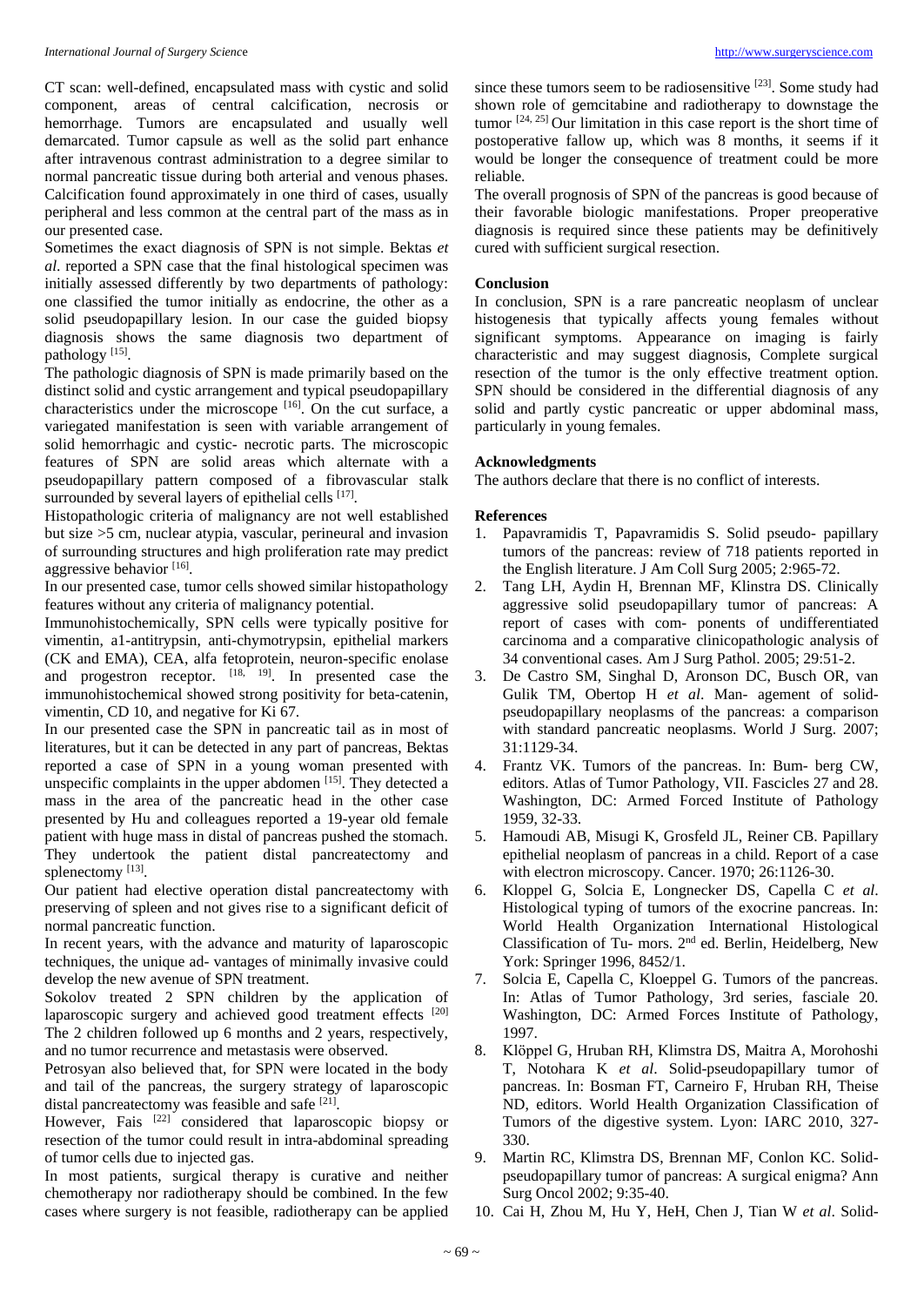CT scan: well-defined, encapsulated mass with cystic and solid component, areas of central calcification, necrosis or hemorrhage. Tumors are encapsulated and usually well demarcated. Tumor capsule as well as the solid part enhance after intravenous contrast administration to a degree similar to normal pancreatic tissue during both arterial and venous phases. Calcification found approximately in one third of cases, usually peripheral and less common at the central part of the mass as in our presented case.

Sometimes the exact diagnosis of SPN is not simple. Bektas *et al*. reported a SPN case that the final histological specimen was initially assessed differently by two departments of pathology: one classified the tumor initially as endocrine, the other as a solid pseudopapillary lesion. In our case the guided biopsy diagnosis shows the same diagnosis two department of pathology [15].

The pathologic diagnosis of SPN is made primarily based on the distinct solid and cystic arrangement and typical pseudopapillary characteristics under the microscope [16]. On the cut surface, a variegated manifestation is seen with variable arrangement of solid hemorrhagic and cystic- necrotic parts. The microscopic features of SPN are solid areas which alternate with a pseudopapillary pattern composed of a fibrovascular stalk surrounded by several layers of epithelial cells [17].

Histopathologic criteria of malignancy are not well established but size >5 cm, nuclear atypia, vascular, perineural and invasion of surrounding structures and high proliferation rate may predict aggressive behavior [16].

In our presented case, tumor cells showed similar histopathology features without any criteria of malignancy potential.

Immunohistochemically, SPN cells were typically positive for vimentin, a1-antitrypsin, anti-chymotrypsin, epithelial markers (CK and EMA), CEA, alfa fetoprotein, neuron-specific enolase and progestron receptor. [18, 19]. In presented case the immunohistochemical showed strong positivity for beta-catenin, vimentin, CD 10, and negative for Ki 67.

In our presented case the SPN in pancreatic tail as in most of literatures, but it can be detected in any part of pancreas, Bektas reported a case of SPN in a young woman presented with unspecific complaints in the upper abdomen [15]. They detected a mass in the area of the pancreatic head in the other case presented by Hu and colleagues reported a 19-year old female patient with huge mass in distal of pancreas pushed the stomach. They undertook the patient distal pancreatectomy and splenectomy [13].

Our patient had elective operation distal pancreatectomy with preserving of spleen and not gives rise to a significant deficit of normal pancreatic function.

In recent years, with the advance and maturity of laparoscopic techniques, the unique ad- vantages of minimally invasive could develop the new avenue of SPN treatment.

Sokolov treated 2 SPN children by the application of laparoscopic surgery and achieved good treatment effects [20] The 2 children followed up 6 months and 2 years, respectively, and no tumor recurrence and metastasis were observed.

Petrosyan also believed that, for SPN were located in the body and tail of the pancreas, the surgery strategy of laparoscopic distal pancreatectomy was feasible and safe [21].

However, Fais [22] considered that laparoscopic biopsy or resection of the tumor could result in intra-abdominal spreading of tumor cells due to injected gas.

In most patients, surgical therapy is curative and neither chemotherapy nor radiotherapy should be combined. In the few cases where surgery is not feasible, radiotherapy can be applied since these tumors seem to be radiosensitive [23]. Some study had shown role of gemcitabine and radiotherapy to downstage the tumor [24, 25] Our limitation in this case report is the short time of postoperative fallow up, which was 8 months, it seems if it would be longer the consequence of treatment could be more reliable.

The overall prognosis of SPN of the pancreas is good because of their favorable biologic manifestations. Proper preoperative diagnosis is required since these patients may be definitively cured with sufficient surgical resection.

## Conclusion

In conclusion, SPN is a rare pancreatic neoplasm of unclear histogenesis that typically affects young females without significant symptoms. Appearance on imaging is fairly characteristic and may suggest diagnosis, Complete surgical resection of the tumor is the only effective treatment option. SPN should be considered in the differential diagnosis of any solid and partly cystic pancreatic or upper abdominal mass, particularly in young females.

## Acknowledgments

The authors declare that there is no conflict of interests.

## References

1. Papavramidis T, Papavramidis S. Solid pseudo- papillary tumors of the pancreas: review of 718 patients reported in the English literature. J Am Coll Surg 2005; 2:965-72.
2. Tang LH, Aydin H, Brennan MF, Klinstra DS. Clinically aggressive solid pseudopapillary tumor of pancreas: A report of cases with com- ponents of undifferentiated carcinoma and a comparative clinicopathologic analysis of 34 conventional cases. Am J Surg Pathol. 2005; 29:51-2.
3. De Castro SM, Singhal D, Aronson DC, Busch OR, van Gulik TM, Obertop H *et al*. Man- agement of solid-pseudopapillary neoplasms of the pancreas: a comparison with standard pancreatic neoplasms. World J Surg. 2007; 31:1129-34.
4. Frantz VK. Tumors of the pancreas. In: Bum- berg CW, editors. Atlas of Tumor Pathology, VII. Fascicles 27 and 28. Washington, DC: Armed Forced Institute of Pathology 1959, 32-33.
5. Hamoudi AB, Misugi K, Grosfeld JL, Reiner CB. Papillary epithelial neoplasm of pancreas in a child. Report of a case with electron microscopy. Cancer. 1970; 26:1126-30.
6. Kloppel G, Solcia E, Longnecker DS, Capella C *et al*. Histological typing of tumors of the exocrine pancreas. In: World Health Organization International Histological Classification of Tu- mors. 2nd ed. Berlin, Heidelberg, New York: Springer 1996, 8452/1.
7. Solcia E, Capella C, Kloeppel G. Tumors of the pancreas. In: Atlas of Tumor Pathology, 3rd series, fasciale 20. Washington, DC: Armed Forces Institute of Pathology, 1997.
8. Klöppel G, Hruban RH, Klimstra DS, Maitra A, Morohoshi T, Notohara K *et al*. Solid-pseudopapillary tumor of pancreas. In: Bosman FT, Carneiro F, Hruban RH, Theise ND, editors. World Health Organization Classification of Tumors of the digestive system. Lyon: IARC 2010, 327-330.
9. Martin RC, Klimstra DS, Brennan MF, Conlon KC. Solid-pseudopapillary tumor of pancreas: A surgical enigma? Ann Surg Oncol 2002; 9:35-40.
10. Cai H, Zhou M, Hu Y, HeH, Chen J, Tian W *et al*. Solid-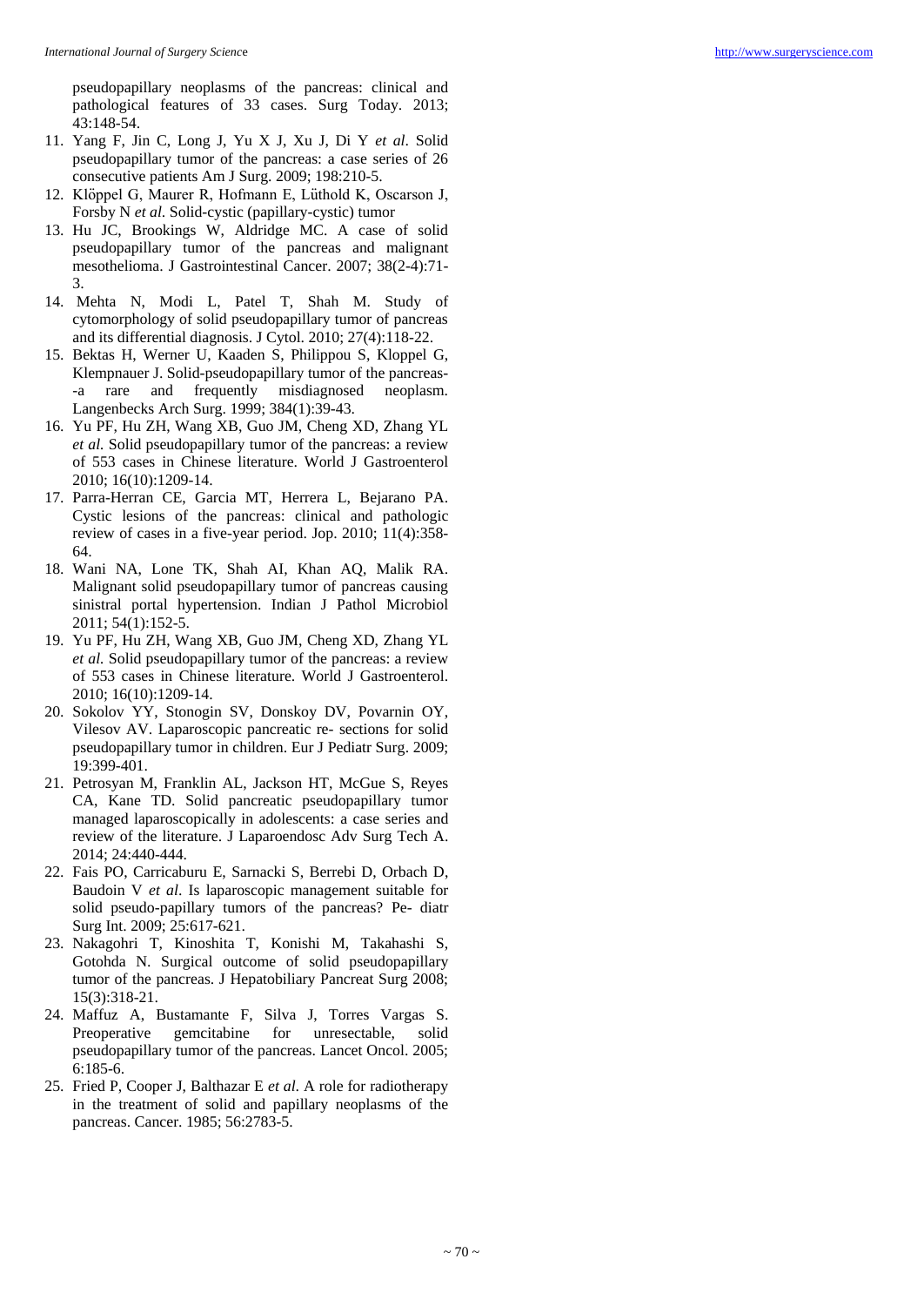pseudopapillary neoplasms of the pancreas: clinical and pathological features of 33 cases. Surg Today. 2013; 43:148-54.

11. Yang F, Jin C, Long J, Yu X J, Xu J, Di Y *et al*. Solid pseudopapillary tumor of the pancreas: a case series of 26 consecutive patients Am J Surg. 2009; 198:210-5.
12. Klöppel G, Maurer R, Hofmann E, Lüthold K, Oscarson J, Forsby N *et al.* Solid-cystic (papillary-cystic) tumor
13. Hu JC, Brookings W, Aldridge MC. A case of solid pseudopapillary tumor of the pancreas and malignant mesothelioma. J Gastrointestinal Cancer. 2007; 38(2-4):71-3.
14. Mehta N, Modi L, Patel T, Shah M. Study of cytomorphology of solid pseudopapillary tumor of pancreas and its differential diagnosis. J Cytol. 2010; 27(4):118-22.
15. Bektas H, Werner U, Kaaden S, Philippou S, Kloppel G, Klempnauer J. Solid-pseudopapillary tumor of the pancreas--a rare and frequently misdiagnosed neoplasm. Langenbecks Arch Surg. 1999; 384(1):39-43.
16. Yu PF, Hu ZH, Wang XB, Guo JM, Cheng XD, Zhang YL *et al.* Solid pseudopapillary tumor of the pancreas: a review of 553 cases in Chinese literature. World J Gastroenterol 2010; 16(10):1209-14.
17. Parra-Herran CE, Garcia MT, Herrera L, Bejarano PA. Cystic lesions of the pancreas: clinical and pathologic review of cases in a five-year period. Jop. 2010; 11(4):358-64.
18. Wani NA, Lone TK, Shah AI, Khan AQ, Malik RA. Malignant solid pseudopapillary tumor of pancreas causing sinistral portal hypertension. Indian J Pathol Microbiol 2011; 54(1):152-5.
19. Yu PF, Hu ZH, Wang XB, Guo JM, Cheng XD, Zhang YL *et al.* Solid pseudopapillary tumor of the pancreas: a review of 553 cases in Chinese literature. World J Gastroenterol. 2010; 16(10):1209-14.
20. Sokolov YY, Stonogin SV, Donskoy DV, Povarnin OY, Vilesov AV. Laparoscopic pancreatic re- sections for solid pseudopapillary tumor in children. Eur J Pediatr Surg. 2009; 19:399-401.
21. Petrosyan M, Franklin AL, Jackson HT, McGue S, Reyes CA, Kane TD. Solid pancreatic pseudopapillary tumor managed laparoscopically in adolescents: a case series and review of the literature. J Laparoendosc Adv Surg Tech A. 2014; 24:440-444.
22. Fais PO, Carricaburu E, Sarnacki S, Berrebi D, Orbach D, Baudoin V *et al*. Is laparoscopic management suitable for solid pseudo-papillary tumors of the pancreas? Pe- diatr Surg Int. 2009; 25:617-621.
23. Nakagohri T, Kinoshita T, Konishi M, Takahashi S, Gotohda N. Surgical outcome of solid pseudopapillary tumor of the pancreas. J Hepatobiliary Pancreat Surg 2008; 15(3):318-21.
24. Maffuz A, Bustamante F, Silva J, Torres Vargas S. Preoperative gemcitabine for unresectable, solid pseudopapillary tumor of the pancreas. Lancet Oncol. 2005; 6:185-6.
25. Fried P, Cooper J, Balthazar E *et al.* A role for radiotherapy in the treatment of solid and papillary neoplasms of the pancreas. Cancer. 1985; 56:2783-5.